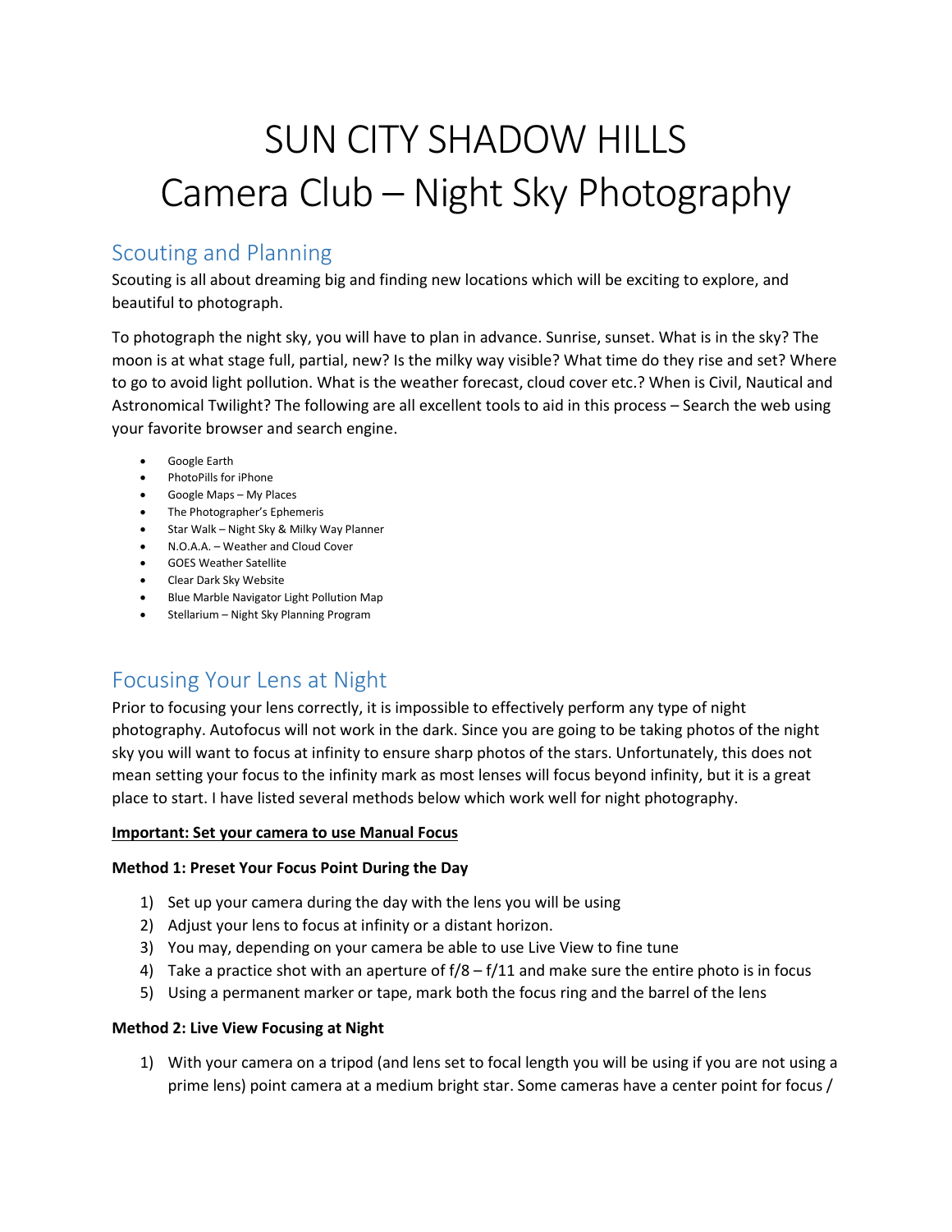# SUN CITY SHADOW HILLS
# Camera Club – Night Sky Photography

## Scouting and Planning

Scouting is all about dreaming big and finding new locations which will be exciting to explore, and beautiful to photograph.

To photograph the night sky, you will have to plan in advance. Sunrise, sunset. What is in the sky? The moon is at what stage full, partial, new? Is the milky way visible? What time do they rise and set? Where to go to avoid light pollution. What is the weather forecast, cloud cover etc.? When is Civil, Nautical and Astronomical Twilight? The following are all excellent tools to aid in this process – Search the web using your favorite browser and search engine.

- Google Earth
- PhotoPills for iPhone
- Google Maps – My Places
- The Photographer's Ephemeris
- Star Walk – Night Sky & Milky Way Planner
- N.O.A.A. – Weather and Cloud Cover
- GOES Weather Satellite
- Clear Dark Sky Website
- Blue Marble Navigator Light Pollution Map
- Stellarium – Night Sky Planning Program

## Focusing Your Lens at Night

Prior to focusing your lens correctly, it is impossible to effectively perform any type of night photography. Autofocus will not work in the dark. Since you are going to be taking photos of the night sky you will want to focus at infinity to ensure sharp photos of the stars. Unfortunately, this does not mean setting your focus to the infinity mark as most lenses will focus beyond infinity, but it is a great place to start. I have listed several methods below which work well for night photography.

**Important: Set your camera to use Manual Focus**

**Method 1: Preset Your Focus Point During the Day**

1) Set up your camera during the day with the lens you will be using
2) Adjust your lens to focus at infinity or a distant horizon.
3) You may, depending on your camera be able to use Live View to fine tune
4) Take a practice shot with an aperture of f/8 – f/11 and make sure the entire photo is in focus
5) Using a permanent marker or tape, mark both the focus ring and the barrel of the lens

**Method 2: Live View Focusing at Night**

1) With your camera on a tripod (and lens set to focal length you will be using if you are not using a prime lens) point camera at a medium bright star. Some cameras have a center point for focus /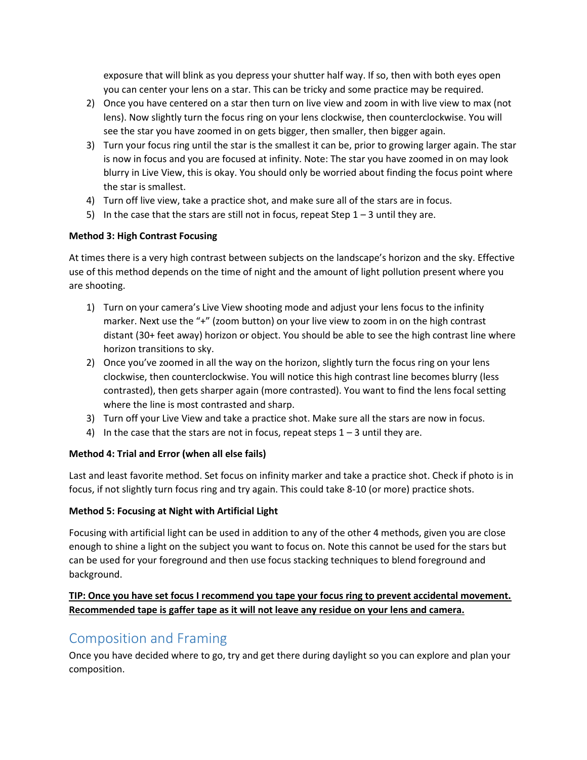exposure that will blink as you depress your shutter half way. If so, then with both eyes open you can center your lens on a star. This can be tricky and some practice may be required.

2) Once you have centered on a star then turn on live view and zoom in with live view to max (not lens). Now slightly turn the focus ring on your lens clockwise, then counterclockwise. You will see the star you have zoomed in on gets bigger, then smaller, then bigger again.
3) Turn your focus ring until the star is the smallest it can be, prior to growing larger again. The star is now in focus and you are focused at infinity. Note: The star you have zoomed in on may look blurry in Live View, this is okay. You should only be worried about finding the focus point where the star is smallest.
4) Turn off live view, take a practice shot, and make sure all of the stars are in focus.
5) In the case that the stars are still not in focus, repeat Step 1 – 3 until they are.

**Method 3: High Contrast Focusing**

At times there is a very high contrast between subjects on the landscape's horizon and the sky. Effective use of this method depends on the time of night and the amount of light pollution present where you are shooting.

1) Turn on your camera's Live View shooting mode and adjust your lens focus to the infinity marker. Next use the "+" (zoom button) on your live view to zoom in on the high contrast distant (30+ feet away) horizon or object. You should be able to see the high contrast line where horizon transitions to sky.
2) Once you've zoomed in all the way on the horizon, slightly turn the focus ring on your lens clockwise, then counterclockwise. You will notice this high contrast line becomes blurry (less contrasted), then gets sharper again (more contrasted). You want to find the lens focal setting where the line is most contrasted and sharp.
3) Turn off your Live View and take a practice shot. Make sure all the stars are now in focus.
4) In the case that the stars are not in focus, repeat steps 1 – 3 until they are.

**Method 4: Trial and Error (when all else fails)**

Last and least favorite method. Set focus on infinity marker and take a practice shot. Check if photo is in focus, if not slightly turn focus ring and try again. This could take 8-10 (or more) practice shots.

**Method 5: Focusing at Night with Artificial Light**

Focusing with artificial light can be used in addition to any of the other 4 methods, given you are close enough to shine a light on the subject you want to focus on. Note this cannot be used for the stars but can be used for your foreground and then use focus stacking techniques to blend foreground and background.

**TIP: Once you have set focus I recommend you tape your focus ring to prevent accidental movement. Recommended tape is gaffer tape as it will not leave any residue on your lens and camera.**

## Composition and Framing

Once you have decided where to go, try and get there during daylight so you can explore and plan your composition.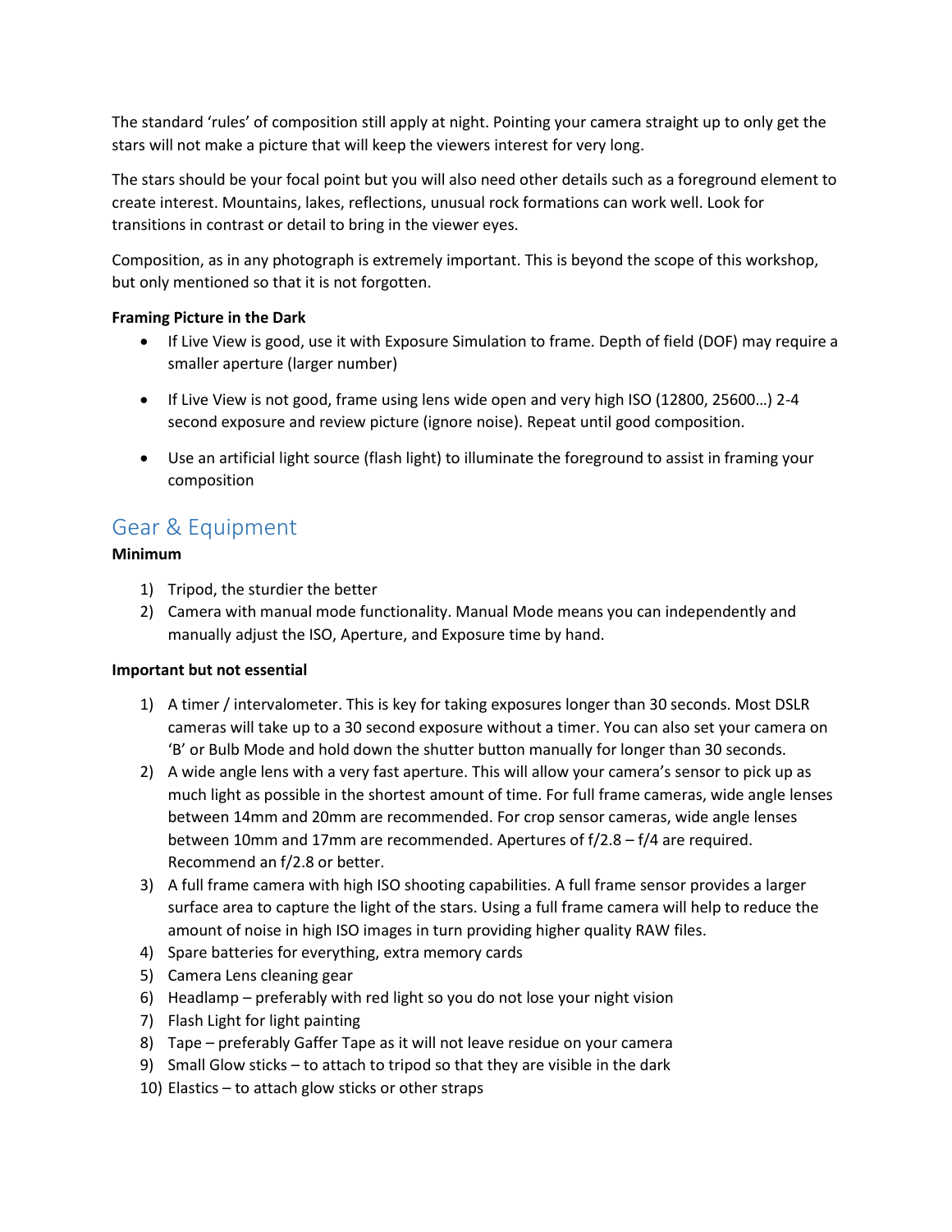The standard 'rules' of composition still apply at night. Pointing your camera straight up to only get the stars will not make a picture that will keep the viewers interest for very long.

The stars should be your focal point but you will also need other details such as a foreground element to create interest. Mountains, lakes, reflections, unusual rock formations can work well. Look for transitions in contrast or detail to bring in the viewer eyes.

Composition, as in any photograph is extremely important. This is beyond the scope of this workshop, but only mentioned so that it is not forgotten.

**Framing Picture in the Dark**

- If Live View is good, use it with Exposure Simulation to frame. Depth of field (DOF) may require a smaller aperture (larger number)
- If Live View is not good, frame using lens wide open and very high ISO (12800, 25600…) 2-4 second exposure and review picture (ignore noise). Repeat until good composition.
- Use an artificial light source (flash light) to illuminate the foreground to assist in framing your composition

## Gear & Equipment

**Minimum**

1) Tripod, the sturdier the better
2) Camera with manual mode functionality. Manual Mode means you can independently and manually adjust the ISO, Aperture, and Exposure time by hand.

**Important but not essential**

1) A timer / intervalometer. This is key for taking exposures longer than 30 seconds. Most DSLR cameras will take up to a 30 second exposure without a timer. You can also set your camera on 'B' or Bulb Mode and hold down the shutter button manually for longer than 30 seconds.
2) A wide angle lens with a very fast aperture. This will allow your camera's sensor to pick up as much light as possible in the shortest amount of time. For full frame cameras, wide angle lenses between 14mm and 20mm are recommended. For crop sensor cameras, wide angle lenses between 10mm and 17mm are recommended. Apertures of f/2.8 – f/4 are required. Recommend an f/2.8 or better.
3) A full frame camera with high ISO shooting capabilities. A full frame sensor provides a larger surface area to capture the light of the stars. Using a full frame camera will help to reduce the amount of noise in high ISO images in turn providing higher quality RAW files.
4) Spare batteries for everything, extra memory cards
5) Camera Lens cleaning gear
6) Headlamp – preferably with red light so you do not lose your night vision
7) Flash Light for light painting
8) Tape – preferably Gaffer Tape as it will not leave residue on your camera
9) Small Glow sticks – to attach to tripod so that they are visible in the dark
10) Elastics – to attach glow sticks or other straps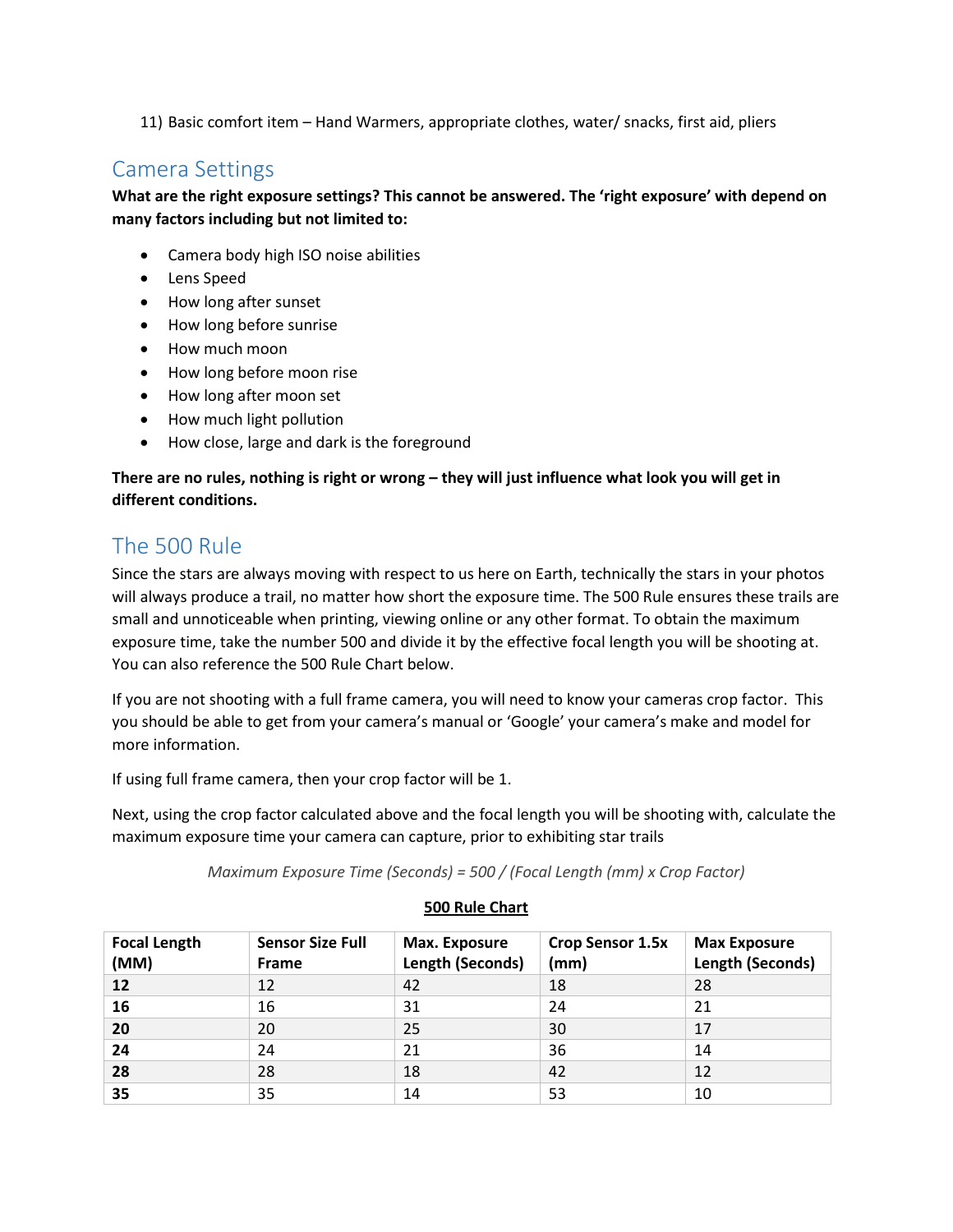11) Basic comfort item – Hand Warmers, appropriate clothes, water/ snacks, first aid, pliers

## Camera Settings

**What are the right exposure settings? This cannot be answered. The 'right exposure' with depend on many factors including but not limited to:**

- Camera body high ISO noise abilities
- Lens Speed
- How long after sunset
- How long before sunrise
- How much moon
- How long before moon rise
- How long after moon set
- How much light pollution
- How close, large and dark is the foreground

**There are no rules, nothing is right or wrong – they will just influence what look you will get in different conditions.**

## The 500 Rule

Since the stars are always moving with respect to us here on Earth, technically the stars in your photos will always produce a trail, no matter how short the exposure time. The 500 Rule ensures these trails are small and unnoticeable when printing, viewing online or any other format. To obtain the maximum exposure time, take the number 500 and divide it by the effective focal length you will be shooting at. You can also reference the 500 Rule Chart below.

If you are not shooting with a full frame camera, you will need to know your cameras crop factor. This you should be able to get from your camera's manual or 'Google' your camera's make and model for more information.

If using full frame camera, then your crop factor will be 1.

Next, using the crop factor calculated above and the focal length you will be shooting with, calculate the maximum exposure time your camera can capture, prior to exhibiting star trails

*Maximum Exposure Time (Seconds) = 500 / (Focal Length (mm) x Crop Factor)*

**500 Rule Chart**

| Focal Length (MM) | Sensor Size Full Frame | Max. Exposure Length (Seconds) | Crop Sensor 1.5x (mm) | Max Exposure Length (Seconds) |
|---|---|---|---|---|
| **12** | 12 | 42 | 18 | 28 |
| **16** | 16 | 31 | 24 | 21 |
| **20** | 20 | 25 | 30 | 17 |
| **24** | 24 | 21 | 36 | 14 |
| **28** | 28 | 18 | 42 | 12 |
| **35** | 35 | 14 | 53 | 10 |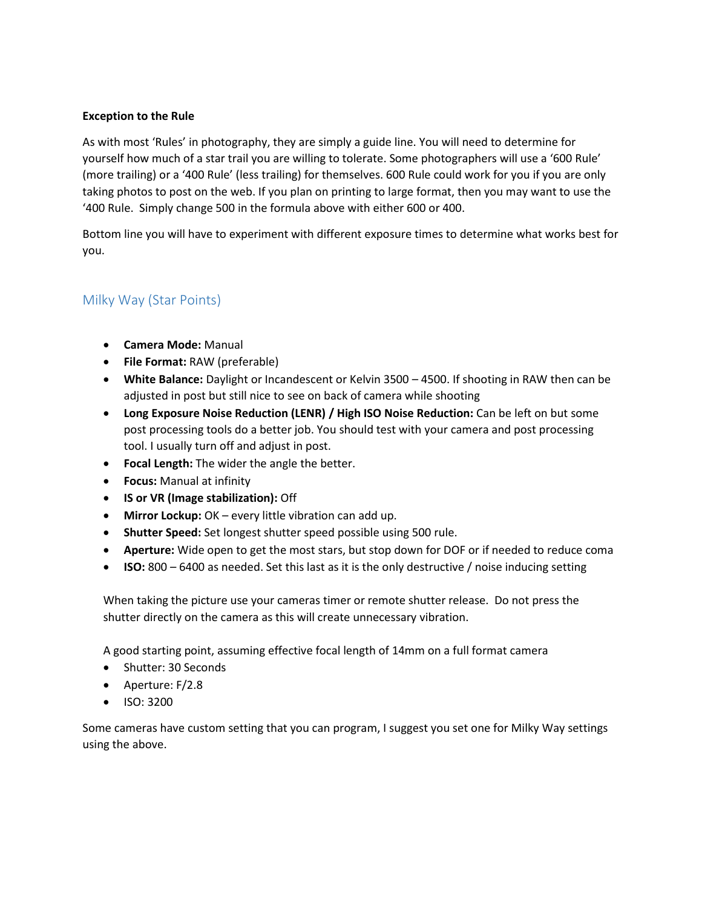**Exception to the Rule**

As with most 'Rules' in photography, they are simply a guide line. You will need to determine for yourself how much of a star trail you are willing to tolerate. Some photographers will use a '600 Rule' (more trailing) or a '400 Rule' (less trailing) for themselves. 600 Rule could work for you if you are only taking photos to post on the web. If you plan on printing to large format, then you may want to use the '400 Rule. Simply change 500 in the formula above with either 600 or 400.

Bottom line you will have to experiment with different exposure times to determine what works best for you.

## Milky Way (Star Points)

- **Camera Mode:** Manual
- **File Format:** RAW (preferable)
- **White Balance:** Daylight or Incandescent or Kelvin 3500 – 4500. If shooting in RAW then can be adjusted in post but still nice to see on back of camera while shooting
- **Long Exposure Noise Reduction (LENR) / High ISO Noise Reduction:** Can be left on but some post processing tools do a better job. You should test with your camera and post processing tool. I usually turn off and adjust in post.
- **Focal Length:** The wider the angle the better.
- **Focus:** Manual at infinity
- **IS or VR (Image stabilization):** Off
- **Mirror Lockup:** OK – every little vibration can add up.
- **Shutter Speed:** Set longest shutter speed possible using 500 rule.
- **Aperture:** Wide open to get the most stars, but stop down for DOF or if needed to reduce coma
- **ISO:** 800 – 6400 as needed. Set this last as it is the only destructive / noise inducing setting

When taking the picture use your cameras timer or remote shutter release. Do not press the shutter directly on the camera as this will create unnecessary vibration.

A good starting point, assuming effective focal length of 14mm on a full format camera

- Shutter: 30 Seconds
- Aperture: F/2.8
- ISO: 3200

Some cameras have custom setting that you can program, I suggest you set one for Milky Way settings using the above.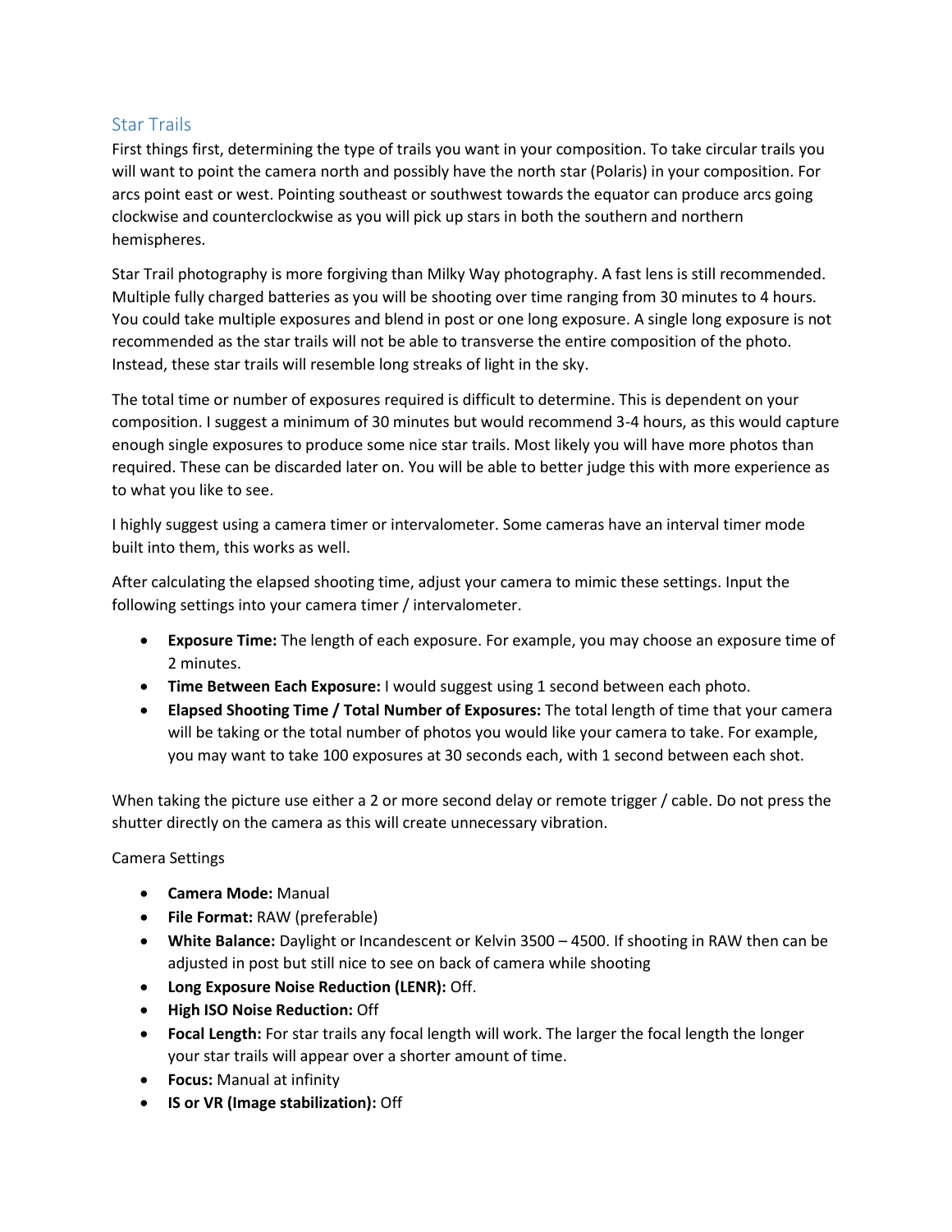## Star Trails

First things first, determining the type of trails you want in your composition. To take circular trails you will want to point the camera north and possibly have the north star (Polaris) in your composition. For arcs point east or west. Pointing southeast or southwest towards the equator can produce arcs going clockwise and counterclockwise as you will pick up stars in both the southern and northern hemispheres.

Star Trail photography is more forgiving than Milky Way photography. A fast lens is still recommended. Multiple fully charged batteries as you will be shooting over time ranging from 30 minutes to 4 hours. You could take multiple exposures and blend in post or one long exposure. A single long exposure is not recommended as the star trails will not be able to transverse the entire composition of the photo. Instead, these star trails will resemble long streaks of light in the sky.

The total time or number of exposures required is difficult to determine. This is dependent on your composition. I suggest a minimum of 30 minutes but would recommend 3-4 hours, as this would capture enough single exposures to produce some nice star trails. Most likely you will have more photos than required. These can be discarded later on. You will be able to better judge this with more experience as to what you like to see.

I highly suggest using a camera timer or intervalometer. Some cameras have an interval timer mode built into them, this works as well.

After calculating the elapsed shooting time, adjust your camera to mimic these settings. Input the following settings into your camera timer / intervalometer.

- **Exposure Time:** The length of each exposure. For example, you may choose an exposure time of 2 minutes.
- **Time Between Each Exposure:** I would suggest using 1 second between each photo.
- **Elapsed Shooting Time / Total Number of Exposures:** The total length of time that your camera will be taking or the total number of photos you would like your camera to take. For example, you may want to take 100 exposures at 30 seconds each, with 1 second between each shot.

When taking the picture use either a 2 or more second delay or remote trigger / cable. Do not press the shutter directly on the camera as this will create unnecessary vibration.

Camera Settings

- **Camera Mode:** Manual
- **File Format:** RAW (preferable)
- **White Balance:** Daylight or Incandescent or Kelvin 3500 – 4500. If shooting in RAW then can be adjusted in post but still nice to see on back of camera while shooting
- **Long Exposure Noise Reduction (LENR):** Off.
- **High ISO Noise Reduction:** Off
- **Focal Length:** For star trails any focal length will work. The larger the focal length the longer your star trails will appear over a shorter amount of time.
- **Focus:** Manual at infinity
- **IS or VR (Image stabilization):** Off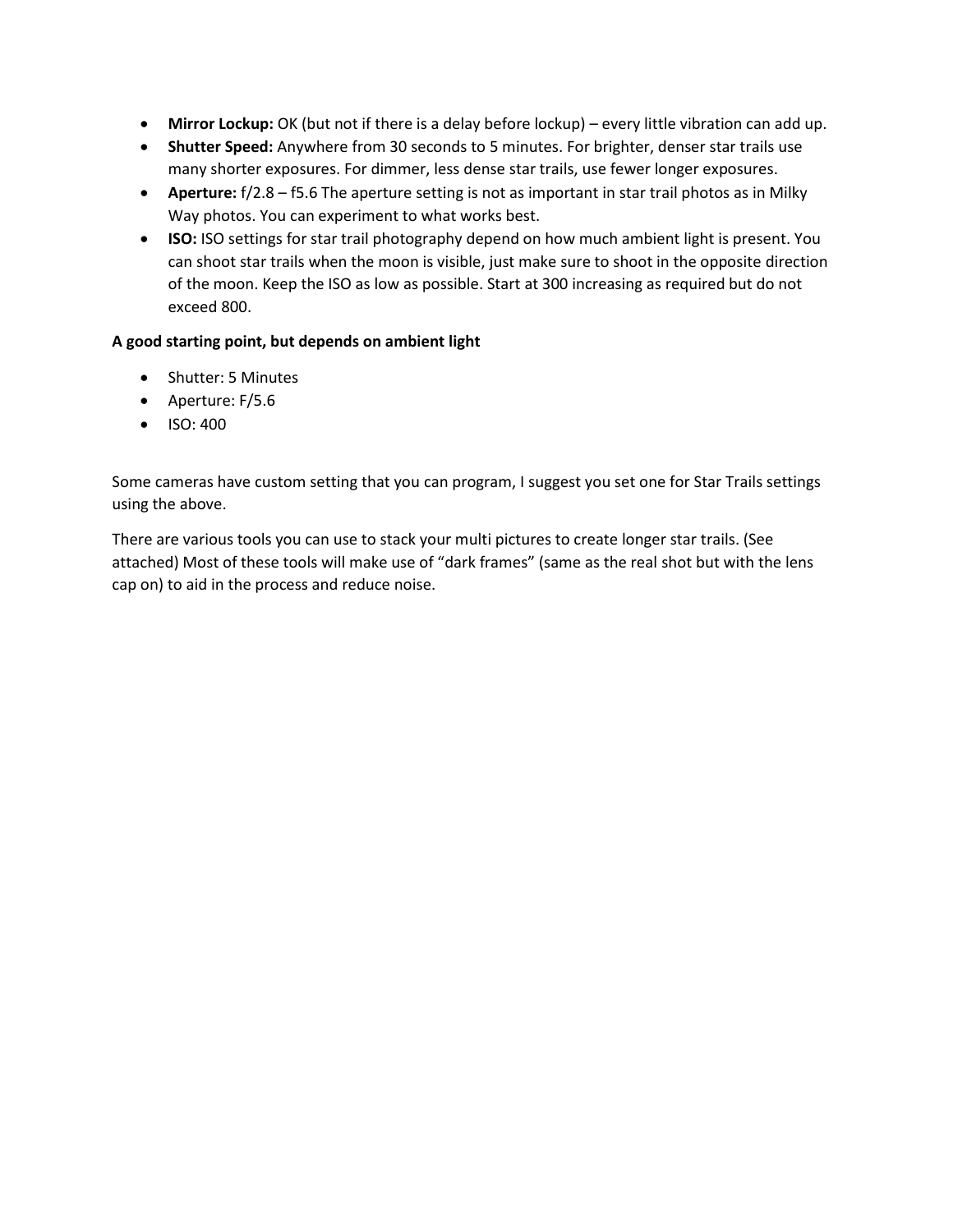- **Mirror Lockup:** OK (but not if there is a delay before lockup) – every little vibration can add up.
- **Shutter Speed:** Anywhere from 30 seconds to 5 minutes. For brighter, denser star trails use many shorter exposures. For dimmer, less dense star trails, use fewer longer exposures.
- **Aperture:** f/2.8 – f5.6 The aperture setting is not as important in star trail photos as in Milky Way photos. You can experiment to what works best.
- **ISO:** ISO settings for star trail photography depend on how much ambient light is present. You can shoot star trails when the moon is visible, just make sure to shoot in the opposite direction of the moon. Keep the ISO as low as possible. Start at 300 increasing as required but do not exceed 800.

**A good starting point, but depends on ambient light**

- Shutter: 5 Minutes
- Aperture: F/5.6
- ISO: 400

Some cameras have custom setting that you can program, I suggest you set one for Star Trails settings using the above.

There are various tools you can use to stack your multi pictures to create longer star trails. (See attached) Most of these tools will make use of "dark frames" (same as the real shot but with the lens cap on) to aid in the process and reduce noise.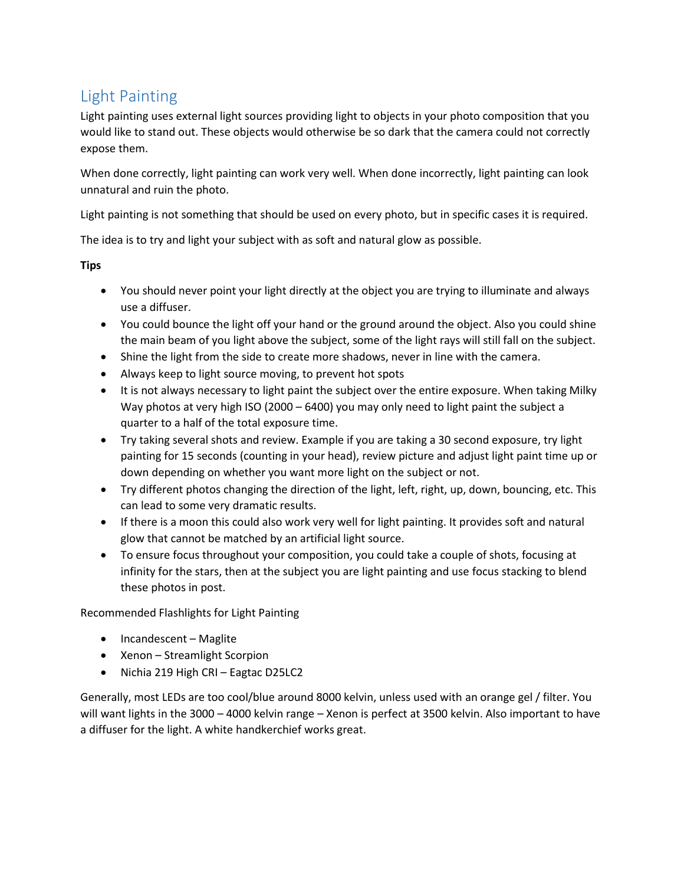## Light Painting

Light painting uses external light sources providing light to objects in your photo composition that you would like to stand out. These objects would otherwise be so dark that the camera could not correctly expose them.

When done correctly, light painting can work very well. When done incorrectly, light painting can look unnatural and ruin the photo.

Light painting is not something that should be used on every photo, but in specific cases it is required.

The idea is to try and light your subject with as soft and natural glow as possible.

**Tips**

- You should never point your light directly at the object you are trying to illuminate and always use a diffuser.
- You could bounce the light off your hand or the ground around the object. Also you could shine the main beam of you light above the subject, some of the light rays will still fall on the subject.
- Shine the light from the side to create more shadows, never in line with the camera.
- Always keep to light source moving, to prevent hot spots
- It is not always necessary to light paint the subject over the entire exposure. When taking Milky Way photos at very high ISO (2000 – 6400) you may only need to light paint the subject a quarter to a half of the total exposure time.
- Try taking several shots and review. Example if you are taking a 30 second exposure, try light painting for 15 seconds (counting in your head), review picture and adjust light paint time up or down depending on whether you want more light on the subject or not.
- Try different photos changing the direction of the light, left, right, up, down, bouncing, etc. This can lead to some very dramatic results.
- If there is a moon this could also work very well for light painting. It provides soft and natural glow that cannot be matched by an artificial light source.
- To ensure focus throughout your composition, you could take a couple of shots, focusing at infinity for the stars, then at the subject you are light painting and use focus stacking to blend these photos in post.

Recommended Flashlights for Light Painting

- Incandescent – Maglite
- Xenon – Streamlight Scorpion
- Nichia 219 High CRI – Eagtac D25LC2

Generally, most LEDs are too cool/blue around 8000 kelvin, unless used with an orange gel / filter. You will want lights in the 3000 – 4000 kelvin range – Xenon is perfect at 3500 kelvin. Also important to have a diffuser for the light. A white handkerchief works great.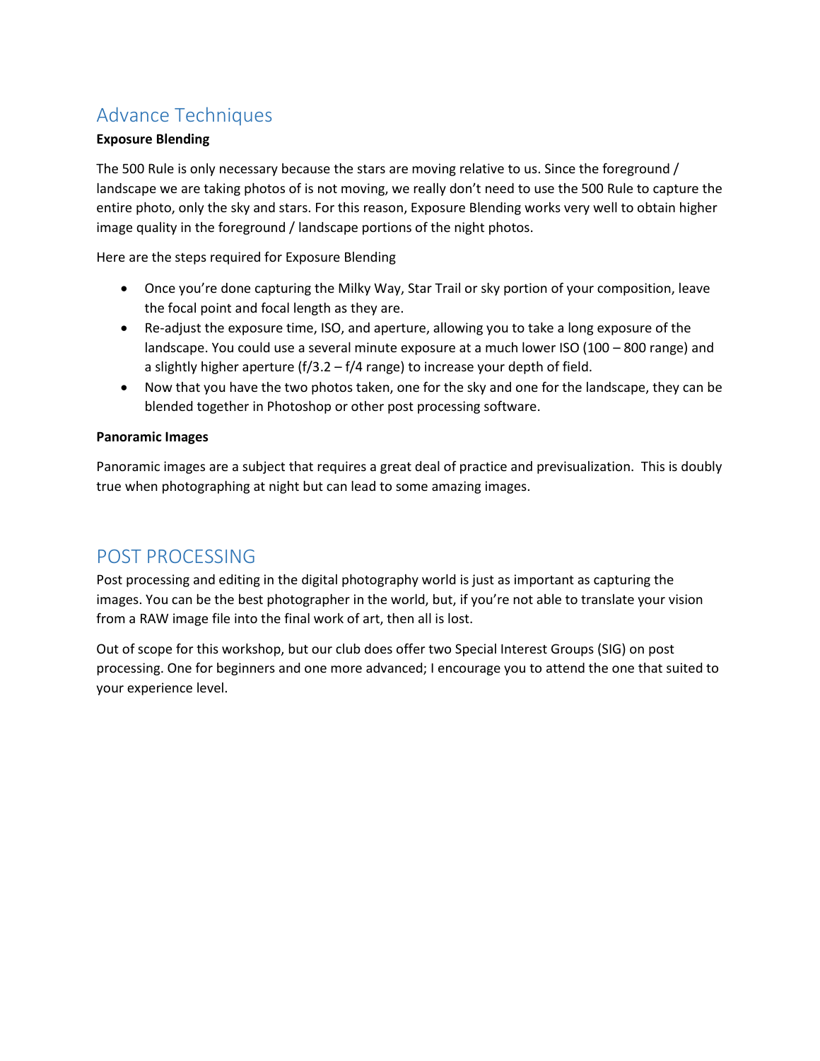## Advance Techniques

**Exposure Blending**

The 500 Rule is only necessary because the stars are moving relative to us. Since the foreground / landscape we are taking photos of is not moving, we really don't need to use the 500 Rule to capture the entire photo, only the sky and stars. For this reason, Exposure Blending works very well to obtain higher image quality in the foreground / landscape portions of the night photos.

Here are the steps required for Exposure Blending

- Once you're done capturing the Milky Way, Star Trail or sky portion of your composition, leave the focal point and focal length as they are.
- Re-adjust the exposure time, ISO, and aperture, allowing you to take a long exposure of the landscape. You could use a several minute exposure at a much lower ISO (100 – 800 range) and a slightly higher aperture (f/3.2 – f/4 range) to increase your depth of field.
- Now that you have the two photos taken, one for the sky and one for the landscape, they can be blended together in Photoshop or other post processing software.

**Panoramic Images**

Panoramic images are a subject that requires a great deal of practice and previsualization. This is doubly true when photographing at night but can lead to some amazing images.

## POST PROCESSING

Post processing and editing in the digital photography world is just as important as capturing the images. You can be the best photographer in the world, but, if you're not able to translate your vision from a RAW image file into the final work of art, then all is lost.

Out of scope for this workshop, but our club does offer two Special Interest Groups (SIG) on post processing. One for beginners and one more advanced; I encourage you to attend the one that suited to your experience level.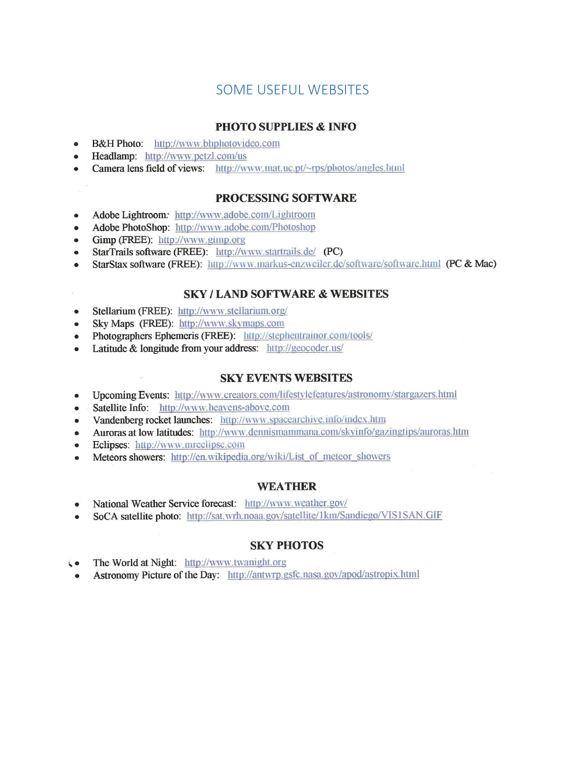# SOME USEFUL WEBSITES

## PHOTO SUPPLIES & INFO

- B&H Photo: http://www.bhphotovideo.com
- Headlamp: http://www.petzl.com/us
- Camera lens field of views: http://www.mat.uc.pt/~rps/photos/angles.html

## PROCESSING SOFTWARE

- Adobe Lightroom: http://www.adobe.com/Lightroom
- Adobe PhotoShop: http://www.adobe.com/Photoshop
- Gimp (FREE): http://www.gimp.org
- StarTrails software (FREE): http://www.startrails.de/ (PC)
- StarStax software (FREE): http://www.markus-enzweiler.de/software/software.html (PC & Mac)

## SKY / LAND SOFTWARE & WEBSITES

- Stellarium (FREE): http://www.stellarium.org/
- Sky Maps (FREE): http://www.skymaps.com
- Photographers Ephemeris (FREE): http://stephentrainor.com/tools/
- Latitude & longitude from your address: http://geocoder.us/

## SKY EVENTS WEBSITES

- Upcoming Events: http://www.creators.com/lifestylefeatures/astronomy/stargazers.html
- Satellite Info: http://www.heavens-above.com
- Vandenberg rocket launches: http://www.spacearchive.info/index.htm
- Auroras at low latitudes: http://www.dennismammana.com/skyinfo/gazingtips/auroras.htm
- Eclipses: http://www.mreclipse.com
- Meteors showers: http://en.wikipedia.org/wiki/List_of_meteor_showers

## WEATHER

- National Weather Service forecast: http://www.weather.gov/
- SoCA satellite photo: http://sat.wrh.noaa.gov/satellite/1km/Sandiego/VIS1SAN.GIF

## SKY PHOTOS

- The World at Night: http://www.twanight.org
- Astronomy Picture of the Day: http://antwrp.gsfc.nasa.gov/apod/astropix.html